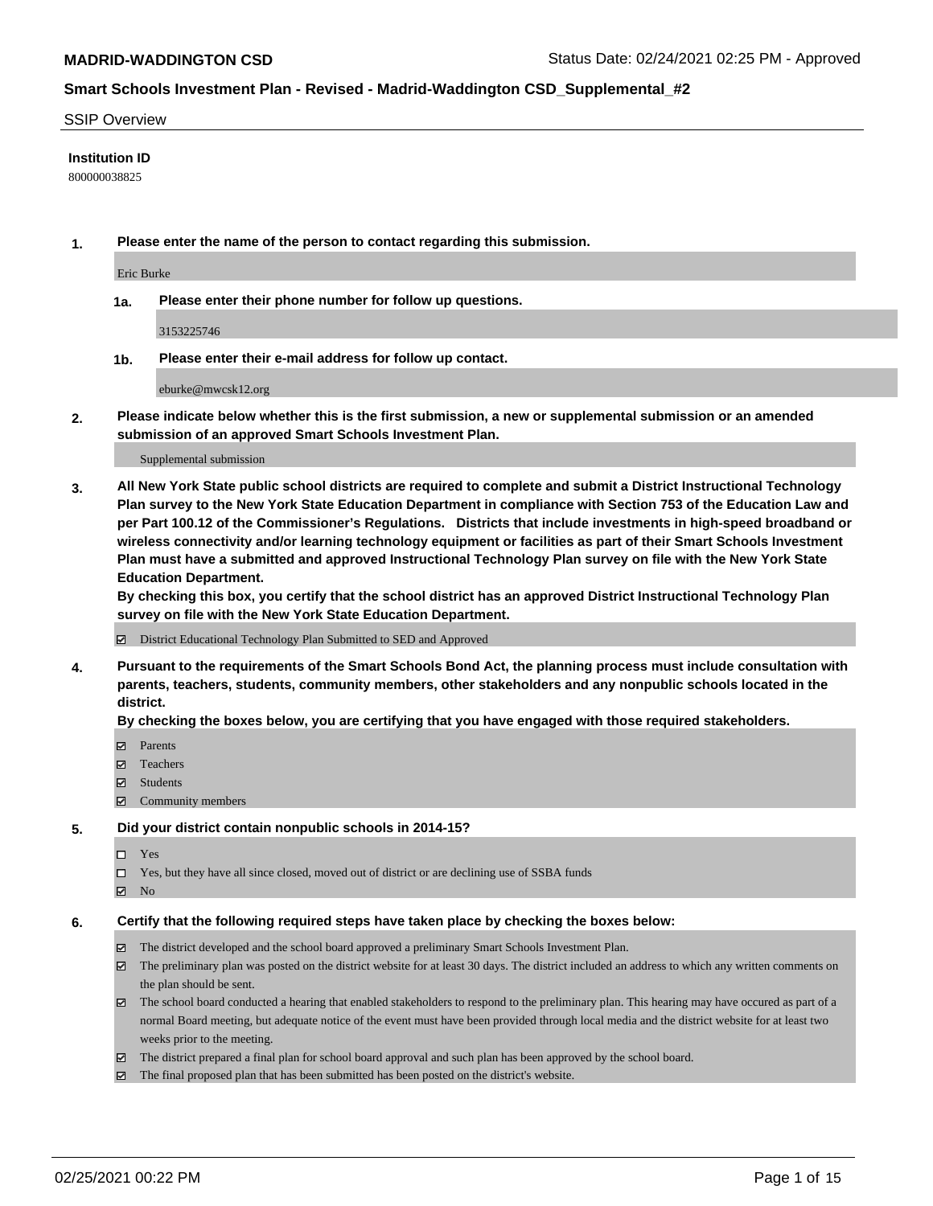## SSIP Overview

**Institution ID**

800000038825

**1. Please enter the name of the person to contact regarding this submission.**

Eric Burke

**1a. Please enter their phone number for follow up questions.**

3153225746

**1b. Please enter their e-mail address for follow up contact.**

eburke@mwcsk12.org

**2. Please indicate below whether this is the first submission, a new or supplemental submission or an amended submission of an approved Smart Schools Investment Plan.**

Supplemental submission

**3. All New York State public school districts are required to complete and submit a District Instructional Technology Plan survey to the New York State Education Department in compliance with Section 753 of the Education Law and per Part 100.12 of the Commissioner's Regulations. Districts that include investments in high-speed broadband or wireless connectivity and/or learning technology equipment or facilities as part of their Smart Schools Investment Plan must have a submitted and approved Instructional Technology Plan survey on file with the New York State Education Department.**
**By checking this box, you certify that the school district has an approved District Instructional Technology Plan survey on file with the New York State Education Department.**

- [x] District Educational Technology Plan Submitted to SED and Approved

**4. Pursuant to the requirements of the Smart Schools Bond Act, the planning process must include consultation with parents, teachers, students, community members, other stakeholders and any nonpublic schools located in the district.**
**By checking the boxes below, you are certifying that you have engaged with those required stakeholders.**

- [x] Parents
- [x] Teachers
- [x] Students
- [x] Community members

**5. Did your district contain nonpublic schools in 2014-15?**

- [ ] Yes
- [ ] Yes, but they have all since closed, moved out of district or are declining use of SSBA funds
- [x] No

**6. Certify that the following required steps have taken place by checking the boxes below:**

- [x] The district developed and the school board approved a preliminary Smart Schools Investment Plan.
- [x] The preliminary plan was posted on the district website for at least 30 days. The district included an address to which any written comments on the plan should be sent.
- [x] The school board conducted a hearing that enabled stakeholders to respond to the preliminary plan. This hearing may have occured as part of a normal Board meeting, but adequate notice of the event must have been provided through local media and the district website for at least two weeks prior to the meeting.
- [x] The district prepared a final plan for school board approval and such plan has been approved by the school board.
- [x] The final proposed plan that has been submitted has been posted on the district's website.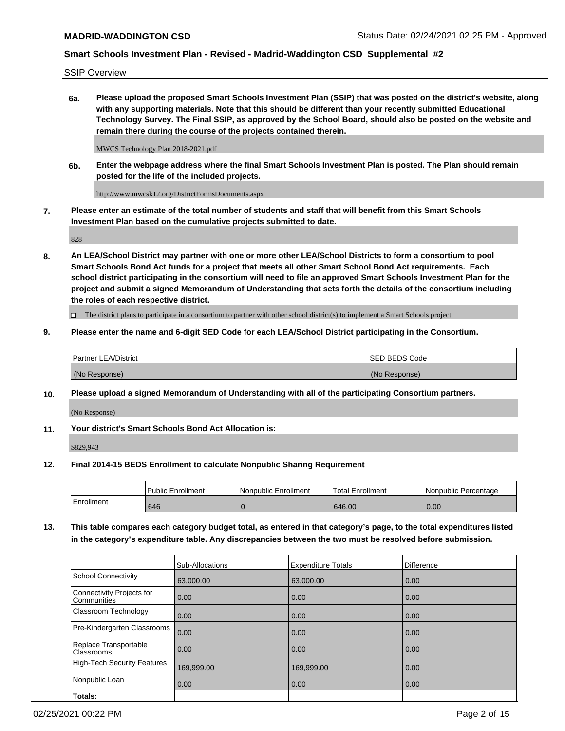SSIP Overview

**6a. Please upload the proposed Smart Schools Investment Plan (SSIP) that was posted on the district's website, along with any supporting materials. Note that this should be different than your recently submitted Educational Technology Survey. The Final SSIP, as approved by the School Board, should also be posted on the website and remain there during the course of the projects contained therein.**

MWCS Technology Plan 2018-2021.pdf

**6b. Enter the webpage address where the final Smart Schools Investment Plan is posted. The Plan should remain posted for the life of the included projects.**

http://www.mwcsk12.org/DistrictFormsDocuments.aspx

**7. Please enter an estimate of the total number of students and staff that will benefit from this Smart Schools Investment Plan based on the cumulative projects submitted to date.**

828

**8. An LEA/School District may partner with one or more other LEA/School Districts to form a consortium to pool Smart Schools Bond Act funds for a project that meets all other Smart School Bond Act requirements. Each school district participating in the consortium will need to file an approved Smart Schools Investment Plan for the project and submit a signed Memorandum of Understanding that sets forth the details of the consortium including the roles of each respective district.**

☐ The district plans to participate in a consortium to partner with other school district(s) to implement a Smart Schools project.

**9. Please enter the name and 6-digit SED Code for each LEA/School District participating in the Consortium.**

| Partner LEA/District | SED BEDS Code |
|---|---|
| (No Response) | (No Response) |

**10. Please upload a signed Memorandum of Understanding with all of the participating Consortium partners.**

(No Response)

**11. Your district's Smart Schools Bond Act Allocation is:**

$829,943

**12. Final 2014-15 BEDS Enrollment to calculate Nonpublic Sharing Requirement**

| | Public Enrollment | Nonpublic Enrollment | Total Enrollment | Nonpublic Percentage |
|---|---|---|---|---|
| Enrollment | 646 | 0 | 646.00 | 0.00 |

**13. This table compares each category budget total, as entered in that category's page, to the total expenditures listed in the category's expenditure table. Any discrepancies between the two must be resolved before submission.**

| | Sub-Allocations | Expenditure Totals | Difference |
|---|---|---|---|
| School Connectivity | 63,000.00 | 63,000.00 | 0.00 |
| Connectivity Projects for Communities | 0.00 | 0.00 | 0.00 |
| Classroom Technology | 0.00 | 0.00 | 0.00 |
| Pre-Kindergarten Classrooms | 0.00 | 0.00 | 0.00 |
| Replace Transportable Classrooms | 0.00 | 0.00 | 0.00 |
| High-Tech Security Features | 169,999.00 | 169,999.00 | 0.00 |
| Nonpublic Loan | 0.00 | 0.00 | 0.00 |
| **Totals:** | | | |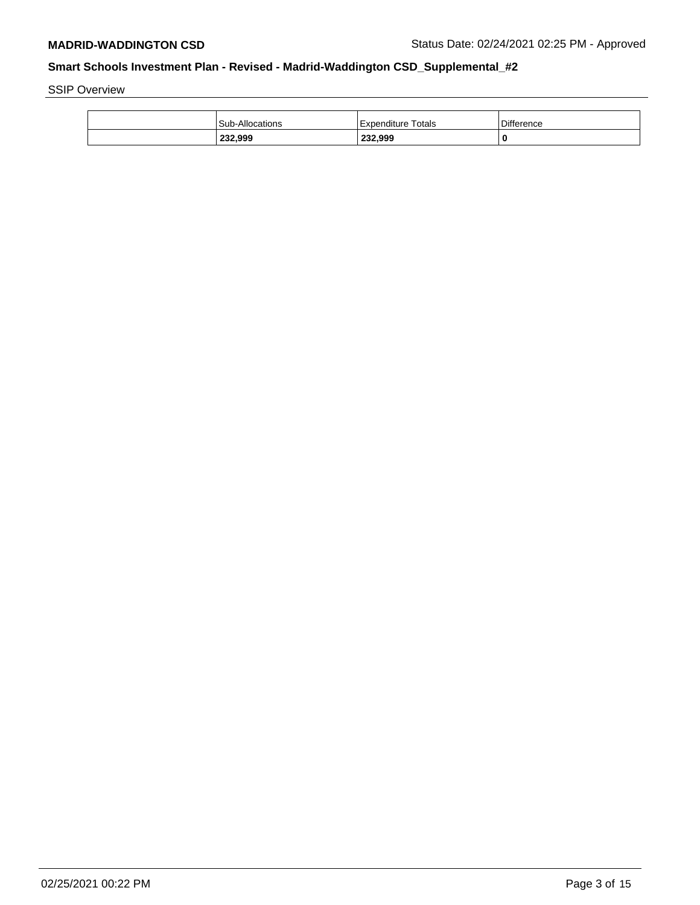SSIP Overview

| | Sub-Allocations | Expenditure Totals | Difference |
|---|---|---|---|
| | **232,999** | **232,999** | **0** |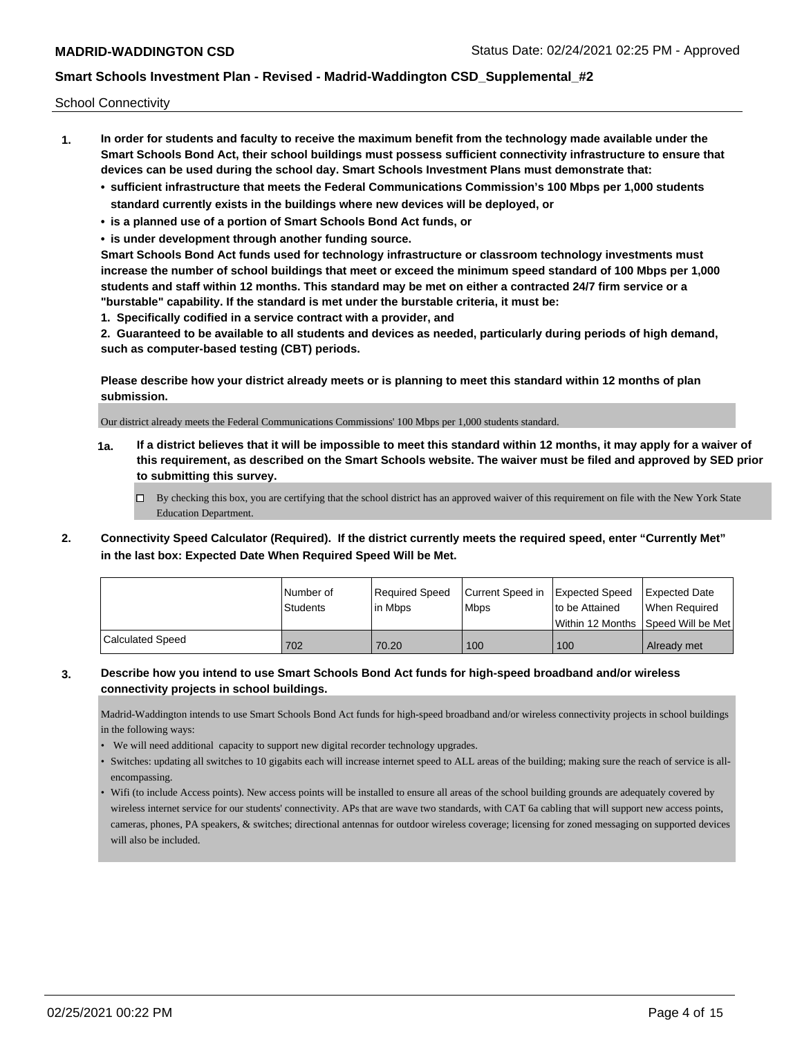School Connectivity

1. **In order for students and faculty to receive the maximum benefit from the technology made available under the Smart Schools Bond Act, their school buildings must possess sufficient connectivity infrastructure to ensure that devices can be used during the school day. Smart Schools Investment Plans must demonstrate that:**
   - **sufficient infrastructure that meets the Federal Communications Commission's 100 Mbps per 1,000 students standard currently exists in the buildings where new devices will be deployed, or**
   - **is a planned use of a portion of Smart Schools Bond Act funds, or**
   - **is under development through another funding source.**

   **Smart Schools Bond Act funds used for technology infrastructure or classroom technology investments must increase the number of school buildings that meet or exceed the minimum speed standard of 100 Mbps per 1,000 students and staff within 12 months. This standard may be met on either a contracted 24/7 firm service or a "burstable" capability. If the standard is met under the burstable criteria, it must be:**

   **1. Specifically codified in a service contract with a provider, and**

   **2. Guaranteed to be available to all students and devices as needed, particularly during periods of high demand, such as computer-based testing (CBT) periods.**

   **Please describe how your district already meets or is planning to meet this standard within 12 months of plan submission.**

   Our district already meets the Federal Communications Commissions' 100 Mbps per 1,000 students standard.

   **1a. If a district believes that it will be impossible to meet this standard within 12 months, it may apply for a waiver of this requirement, as described on the Smart Schools website. The waiver must be filed and approved by SED prior to submitting this survey.**

   ☐ By checking this box, you are certifying that the school district has an approved waiver of this requirement on file with the New York State Education Department.

2. **Connectivity Speed Calculator (Required). If the district currently meets the required speed, enter "Currently Met" in the last box: Expected Date When Required Speed Will be Met.**

|  | Number of Students | Required Speed in Mbps | Current Speed in Mbps | Expected Speed to be Attained Within 12 Months | Expected Date When Required Speed Will be Met |
|---|---|---|---|---|---|
| Calculated Speed | 702 | 70.20 | 100 | 100 | Already met |

3. **Describe how you intend to use Smart Schools Bond Act funds for high-speed broadband and/or wireless connectivity projects in school buildings.**

   Madrid-Waddington intends to use Smart Schools Bond Act funds for high-speed broadband and/or wireless connectivity projects in school buildings in the following ways:

   - We will need additional capacity to support new digital recorder technology upgrades.
   - Switches: updating all switches to 10 gigabits each will increase internet speed to ALL areas of the building; making sure the reach of service is all-encompassing.
   - Wifi (to include Access points). New access points will be installed to ensure all areas of the school building grounds are adequately covered by wireless internet service for our students' connectivity. APs that are wave two standards, with CAT 6a cabling that will support new access points, cameras, phones, PA speakers, & switches; directional antennas for outdoor wireless coverage; licensing for zoned messaging on supported devices will also be included.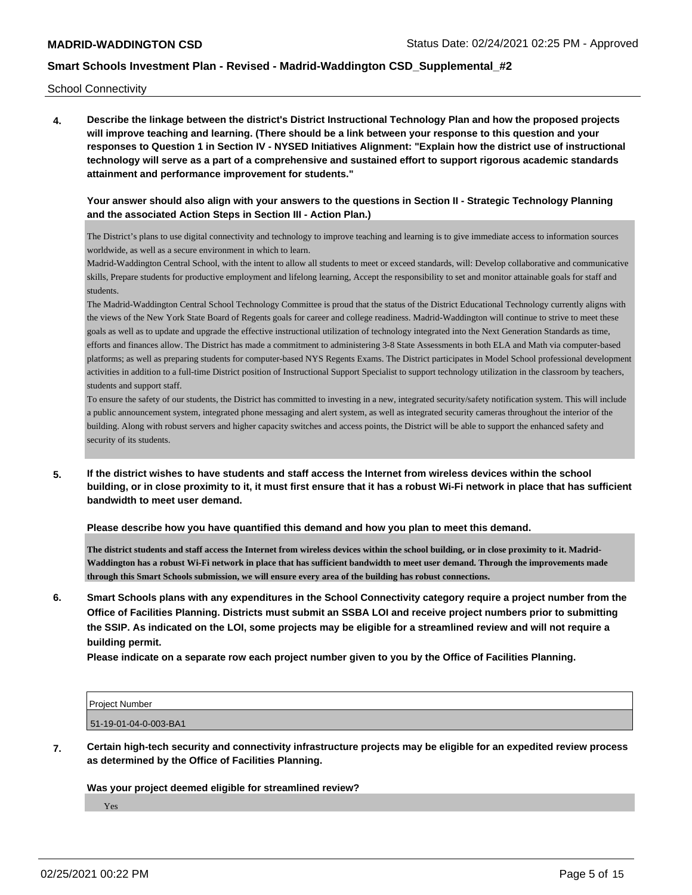School Connectivity

**4. Describe the linkage between the district's District Instructional Technology Plan and how the proposed projects will improve teaching and learning. (There should be a link between your response to this question and your responses to Question 1 in Section IV - NYSED Initiatives Alignment: "Explain how the district use of instructional technology will serve as a part of a comprehensive and sustained effort to support rigorous academic standards attainment and performance improvement for students."**

**Your answer should also align with your answers to the questions in Section II - Strategic Technology Planning and the associated Action Steps in Section III - Action Plan.)**

The District's plans to use digital connectivity and technology to improve teaching and learning is to give immediate access to information sources worldwide, as well as a secure environment in which to learn.

Madrid-Waddington Central School, with the intent to allow all students to meet or exceed standards, will: Develop collaborative and communicative skills, Prepare students for productive employment and lifelong learning, Accept the responsibility to set and monitor attainable goals for staff and students.

The Madrid-Waddington Central School Technology Committee is proud that the status of the District Educational Technology currently aligns with the views of the New York State Board of Regents goals for career and college readiness. Madrid-Waddington will continue to strive to meet these goals as well as to update and upgrade the effective instructional utilization of technology integrated into the Next Generation Standards as time, efforts and finances allow. The District has made a commitment to administering 3-8 State Assessments in both ELA and Math via computer-based platforms; as well as preparing students for computer-based NYS Regents Exams. The District participates in Model School professional development activities in addition to a full-time District position of Instructional Support Specialist to support technology utilization in the classroom by teachers, students and support staff.

To ensure the safety of our students, the District has committed to investing in a new, integrated security/safety notification system. This will include a public announcement system, integrated phone messaging and alert system, as well as integrated security cameras throughout the interior of the building. Along with robust servers and higher capacity switches and access points, the District will be able to support the enhanced safety and security of its students.

**5. If the district wishes to have students and staff access the Internet from wireless devices within the school building, or in close proximity to it, it must first ensure that it has a robust Wi-Fi network in place that has sufficient bandwidth to meet user demand.**

**Please describe how you have quantified this demand and how you plan to meet this demand.**

**The district students and staff access the Internet from wireless devices within the school building, or in close proximity to it. Madrid-Waddington has a robust Wi-Fi network in place that has sufficient bandwidth to meet user demand. Through the improvements made through this Smart Schools submission, we will ensure every area of the building has robust connections.**

**6. Smart Schools plans with any expenditures in the School Connectivity category require a project number from the Office of Facilities Planning. Districts must submit an SSBA LOI and receive project numbers prior to submitting the SSIP. As indicated on the LOI, some projects may be eligible for a streamlined review and will not require a building permit.**

**Please indicate on a separate row each project number given to you by the Office of Facilities Planning.**

| Project Number |
|---|
| 51-19-01-04-0-003-BA1 |

**7. Certain high-tech security and connectivity infrastructure projects may be eligible for an expedited review process as determined by the Office of Facilities Planning.**

**Was your project deemed eligible for streamlined review?**

Yes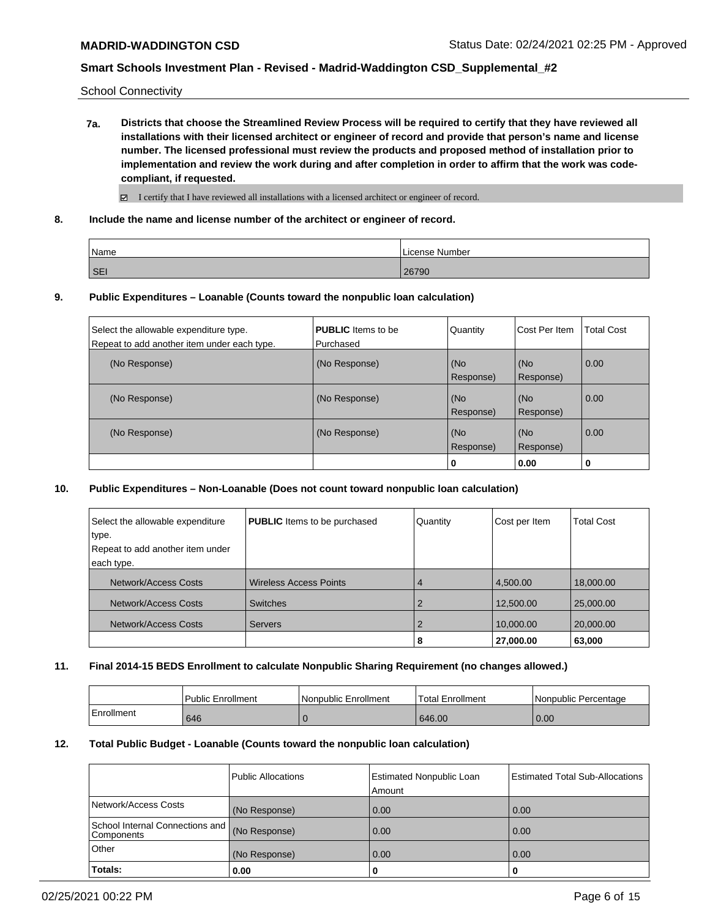School Connectivity

**7a. Districts that choose the Streamlined Review Process will be required to certify that they have reviewed all installations with their licensed architect or engineer of record and provide that person's name and license number. The licensed professional must review the products and proposed method of installation prior to implementation and review the work during and after completion in order to affirm that the work was code-compliant, if requested.**

☑ I certify that I have reviewed all installations with a licensed architect or engineer of record.

**8. Include the name and license number of the architect or engineer of record.**

| Name | License Number |
| --- | --- |
| SEI | 26790 |

**9. Public Expenditures – Loanable (Counts toward the nonpublic loan calculation)**

| Select the allowable expenditure type. Repeat to add another item under each type. | **PUBLIC** Items to be Purchased | Quantity | Cost Per Item | Total Cost |
| --- | --- | --- | --- | --- |
| (No Response) | (No Response) | (No Response) | (No Response) | 0.00 |
| (No Response) | (No Response) | (No Response) | (No Response) | 0.00 |
| (No Response) | (No Response) | (No Response) | (No Response) | 0.00 |
| | | 0 | 0.00 | 0 |

**10. Public Expenditures – Non-Loanable (Does not count toward nonpublic loan calculation)**

| Select the allowable expenditure type. Repeat to add another item under each type. | **PUBLIC** Items to be purchased | Quantity | Cost per Item | Total Cost |
| --- | --- | --- | --- | --- |
| Network/Access Costs | Wireless Access Points | 4 | 4,500.00 | 18,000.00 |
| Network/Access Costs | Switches | 2 | 12,500.00 | 25,000.00 |
| Network/Access Costs | Servers | 2 | 10,000.00 | 20,000.00 |
| | | 8 | 27,000.00 | 63,000 |

**11. Final 2014-15 BEDS Enrollment to calculate Nonpublic Sharing Requirement (no changes allowed.)**

| | Public Enrollment | Nonpublic Enrollment | Total Enrollment | Nonpublic Percentage |
| --- | --- | --- | --- | --- |
| Enrollment | 646 | 0 | 646.00 | 0.00 |

**12. Total Public Budget - Loanable (Counts toward the nonpublic loan calculation)**

| | Public Allocations | Estimated Nonpublic Loan Amount | Estimated Total Sub-Allocations |
| --- | --- | --- | --- |
| Network/Access Costs | (No Response) | 0.00 | 0.00 |
| School Internal Connections and Components | (No Response) | 0.00 | 0.00 |
| Other | (No Response) | 0.00 | 0.00 |
| **Totals:** | 0.00 | 0 | 0 |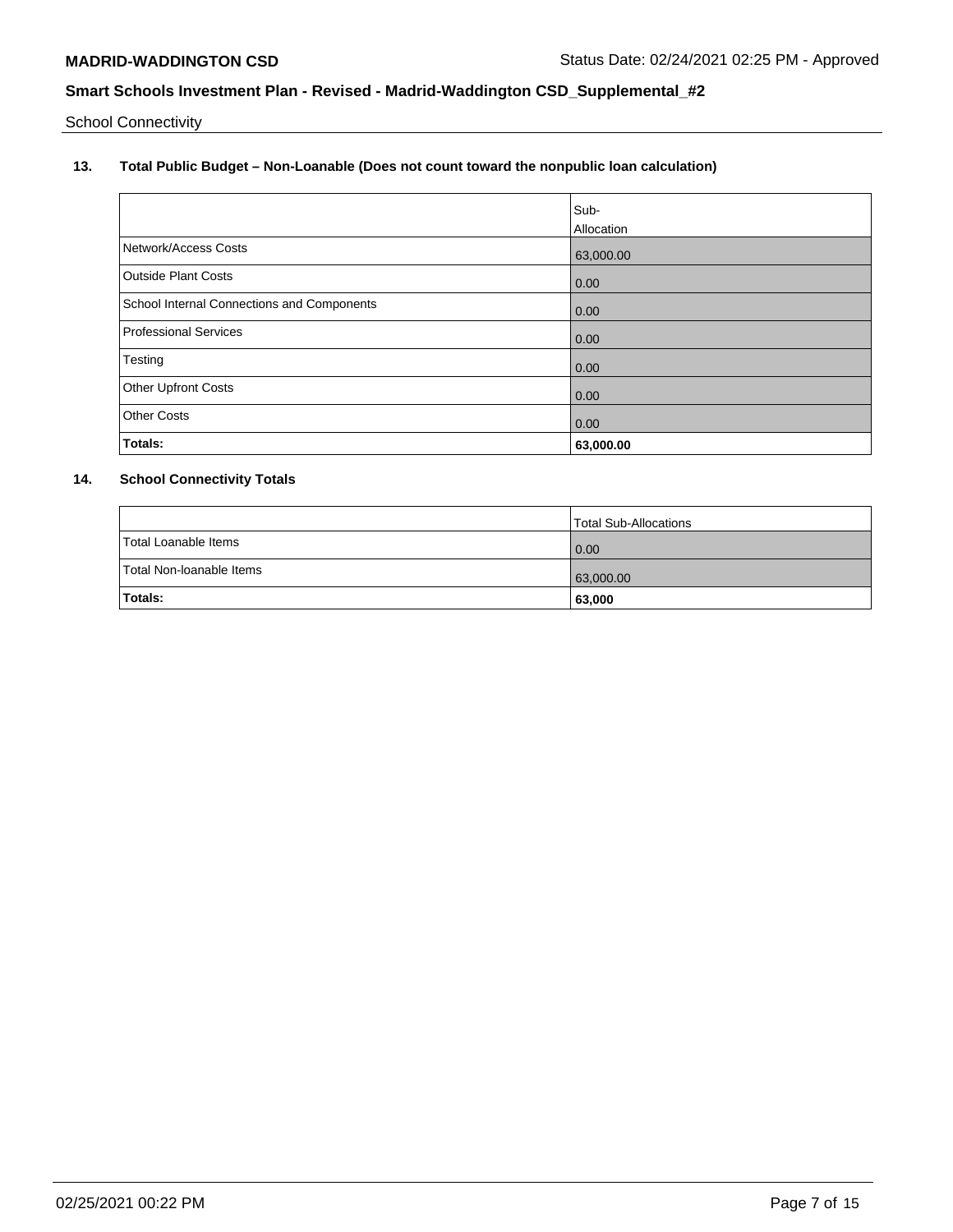School Connectivity

## 13. Total Public Budget – Non-Loanable (Does not count toward the nonpublic loan calculation)

| | Sub-Allocation |
|---|---|
| Network/Access Costs | 63,000.00 |
| Outside Plant Costs | 0.00 |
| School Internal Connections and Components | 0.00 |
| Professional Services | 0.00 |
| Testing | 0.00 |
| Other Upfront Costs | 0.00 |
| Other Costs | 0.00 |
| **Totals:** | **63,000.00** |

## 14. School Connectivity Totals

| | Total Sub-Allocations |
|---|---|
| Total Loanable Items | 0.00 |
| Total Non-loanable Items | 63,000.00 |
| **Totals:** | **63,000** |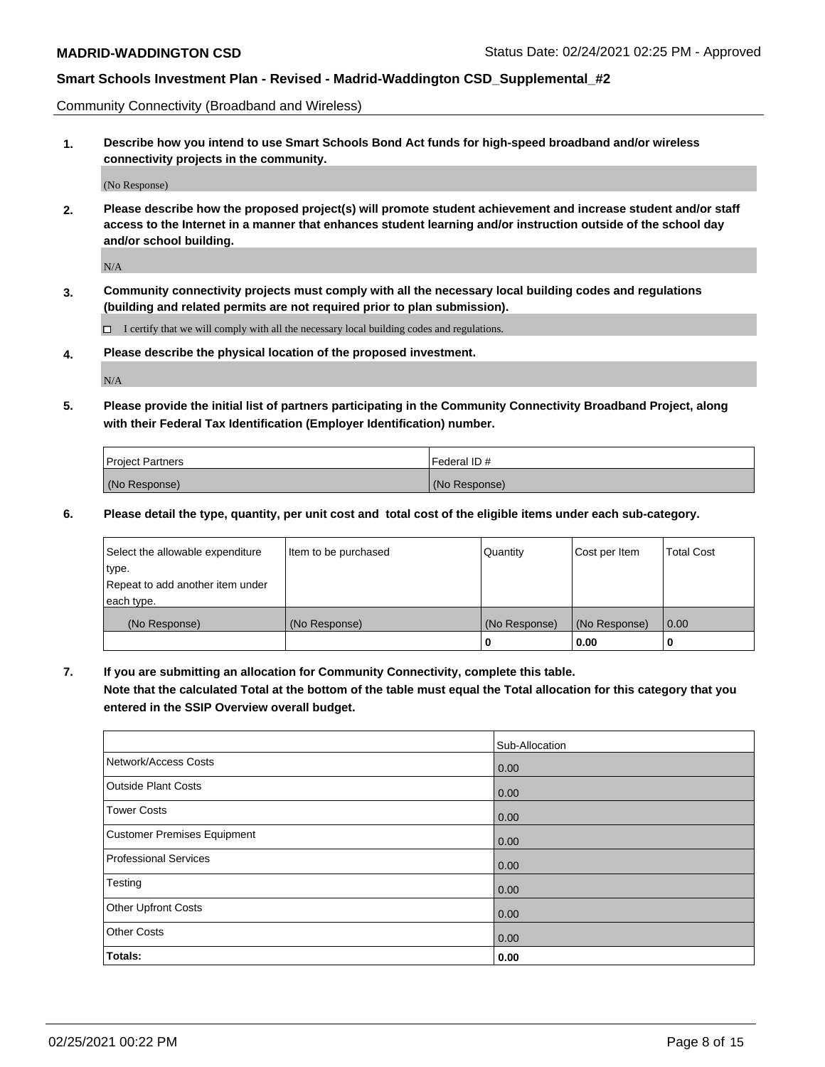Community Connectivity (Broadband and Wireless)

**1. Describe how you intend to use Smart Schools Bond Act funds for high-speed broadband and/or wireless connectivity projects in the community.**

(No Response)

**2. Please describe how the proposed project(s) will promote student achievement and increase student and/or staff access to the Internet in a manner that enhances student learning and/or instruction outside of the school day and/or school building.**

N/A

**3. Community connectivity projects must comply with all the necessary local building codes and regulations (building and related permits are not required prior to plan submission).**

☐ I certify that we will comply with all the necessary local building codes and regulations.

**4. Please describe the physical location of the proposed investment.**

N/A

**5. Please provide the initial list of partners participating in the Community Connectivity Broadband Project, along with their Federal Tax Identification (Employer Identification) number.**

| Project Partners | Federal ID # |
|---|---|
| (No Response) | (No Response) |

**6. Please detail the type, quantity, per unit cost and total cost of the eligible items under each sub-category.**

| Select the allowable expenditure type. Repeat to add another item under each type. | Item to be purchased | Quantity | Cost per Item | Total Cost |
|---|---|---|---|---|
| (No Response) | (No Response) | (No Response) | (No Response) | 0.00 |
| | | **0** | **0.00** | **0** |

**7. If you are submitting an allocation for Community Connectivity, complete this table. Note that the calculated Total at the bottom of the table must equal the Total allocation for this category that you entered in the SSIP Overview overall budget.**

| | Sub-Allocation |
|---|---|
| Network/Access Costs | 0.00 |
| Outside Plant Costs | 0.00 |
| Tower Costs | 0.00 |
| Customer Premises Equipment | 0.00 |
| Professional Services | 0.00 |
| Testing | 0.00 |
| Other Upfront Costs | 0.00 |
| Other Costs | 0.00 |
| **Totals:** | **0.00** |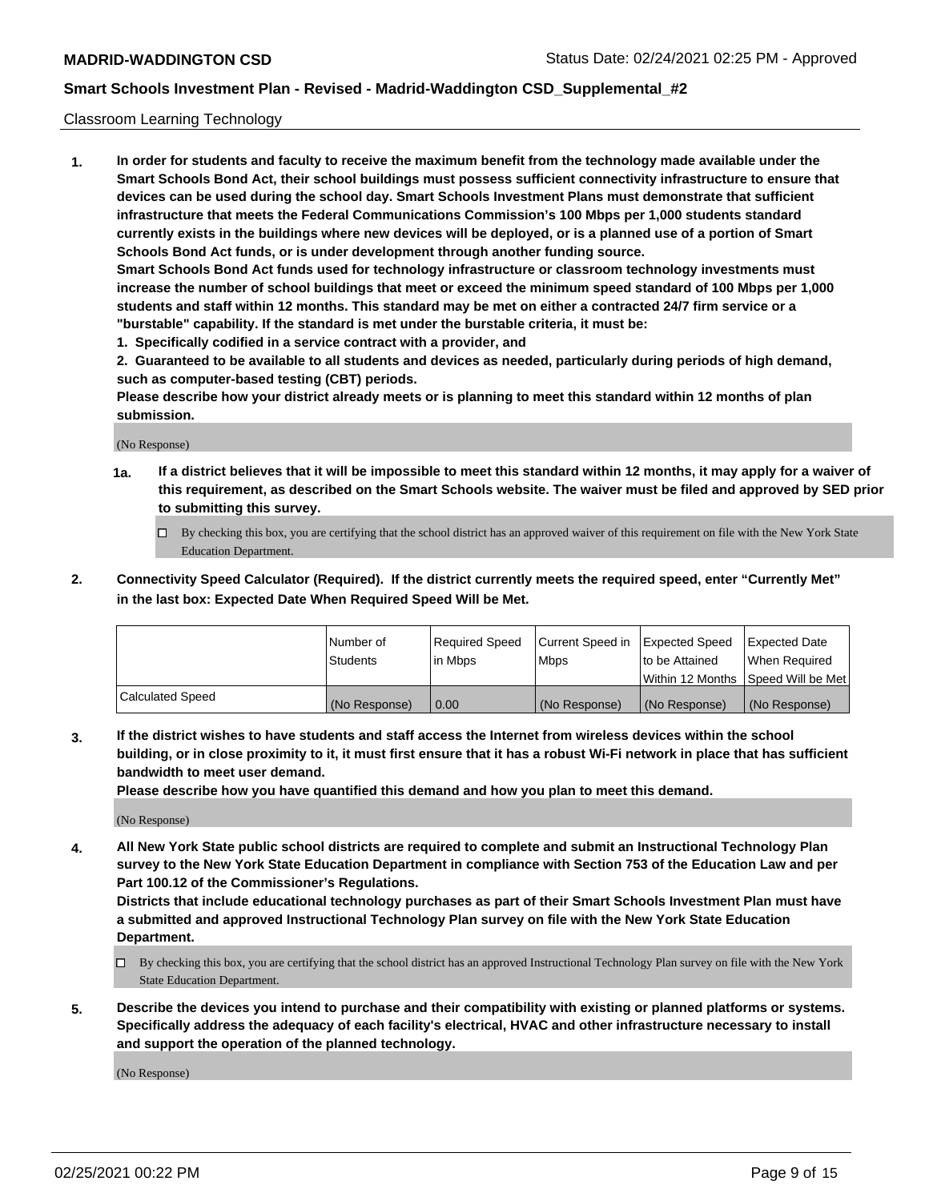Classroom Learning Technology

1. **In order for students and faculty to receive the maximum benefit from the technology made available under the Smart Schools Bond Act, their school buildings must possess sufficient connectivity infrastructure to ensure that devices can be used during the school day. Smart Schools Investment Plans must demonstrate that sufficient infrastructure that meets the Federal Communications Commission's 100 Mbps per 1,000 students standard currently exists in the buildings where new devices will be deployed, or is a planned use of a portion of Smart Schools Bond Act funds, or is under development through another funding source.**

   **Smart Schools Bond Act funds used for technology infrastructure or classroom technology investments must increase the number of school buildings that meet or exceed the minimum speed standard of 100 Mbps per 1,000 students and staff within 12 months. This standard may be met on either a contracted 24/7 firm service or a "burstable" capability. If the standard is met under the burstable criteria, it must be:**

   **1. Specifically codified in a service contract with a provider, and**

   **2. Guaranteed to be available to all students and devices as needed, particularly during periods of high demand, such as computer-based testing (CBT) periods.**

   **Please describe how your district already meets or is planning to meet this standard within 12 months of plan submission.**

   (No Response)

   **1a. If a district believes that it will be impossible to meet this standard within 12 months, it may apply for a waiver of this requirement, as described on the Smart Schools website. The waiver must be filed and approved by SED prior to submitting this survey.**

   ☐ By checking this box, you are certifying that the school district has an approved waiver of this requirement on file with the New York State Education Department.

2. **Connectivity Speed Calculator (Required). If the district currently meets the required speed, enter "Currently Met" in the last box: Expected Date When Required Speed Will be Met.**

| | Number of Students | Required Speed in Mbps | Current Speed in Mbps | Expected Speed to be Attained Within 12 Months | Expected Date When Required Speed Will be Met |
|---|---|---|---|---|---|
| Calculated Speed | (No Response) | 0.00 | (No Response) | (No Response) | (No Response) |

3. **If the district wishes to have students and staff access the Internet from wireless devices within the school building, or in close proximity to it, it must first ensure that it has a robust Wi-Fi network in place that has sufficient bandwidth to meet user demand.**

   **Please describe how you have quantified this demand and how you plan to meet this demand.**

   (No Response)

4. **All New York State public school districts are required to complete and submit an Instructional Technology Plan survey to the New York State Education Department in compliance with Section 753 of the Education Law and per Part 100.12 of the Commissioner's Regulations.**

   **Districts that include educational technology purchases as part of their Smart Schools Investment Plan must have a submitted and approved Instructional Technology Plan survey on file with the New York State Education Department.**

   ☐ By checking this box, you are certifying that the school district has an approved Instructional Technology Plan survey on file with the New York State Education Department.

5. **Describe the devices you intend to purchase and their compatibility with existing or planned platforms or systems. Specifically address the adequacy of each facility's electrical, HVAC and other infrastructure necessary to install and support the operation of the planned technology.**

   (No Response)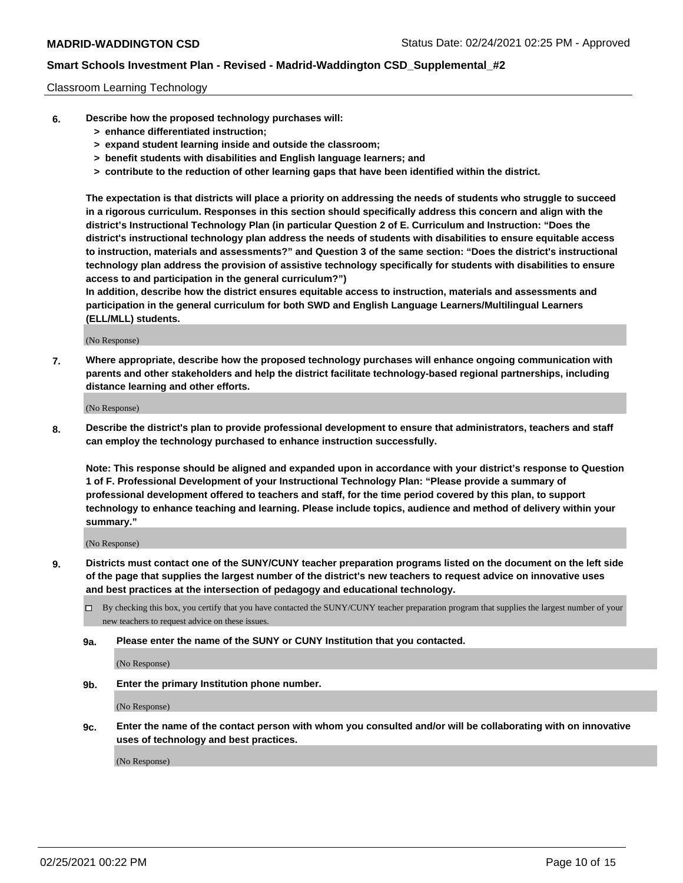Classroom Learning Technology

**6. Describe how the proposed technology purchases will:**

- **> enhance differentiated instruction;**
- **> expand student learning inside and outside the classroom;**
- **> benefit students with disabilities and English language learners; and**
- **> contribute to the reduction of other learning gaps that have been identified within the district.**

**The expectation is that districts will place a priority on addressing the needs of students who struggle to succeed in a rigorous curriculum. Responses in this section should specifically address this concern and align with the district's Instructional Technology Plan (in particular Question 2 of E. Curriculum and Instruction: "Does the district's instructional technology plan address the needs of students with disabilities to ensure equitable access to instruction, materials and assessments?" and Question 3 of the same section: "Does the district's instructional technology plan address the provision of assistive technology specifically for students with disabilities to ensure access to and participation in the general curriculum?")**

**In addition, describe how the district ensures equitable access to instruction, materials and assessments and participation in the general curriculum for both SWD and English Language Learners/Multilingual Learners (ELL/MLL) students.**

(No Response)

**7. Where appropriate, describe how the proposed technology purchases will enhance ongoing communication with parents and other stakeholders and help the district facilitate technology-based regional partnerships, including distance learning and other efforts.**

(No Response)

**8. Describe the district's plan to provide professional development to ensure that administrators, teachers and staff can employ the technology purchased to enhance instruction successfully.**

**Note: This response should be aligned and expanded upon in accordance with your district's response to Question 1 of F. Professional Development of your Instructional Technology Plan: "Please provide a summary of professional development offered to teachers and staff, for the time period covered by this plan, to support technology to enhance teaching and learning. Please include topics, audience and method of delivery within your summary."**

(No Response)

**9. Districts must contact one of the SUNY/CUNY teacher preparation programs listed on the document on the left side of the page that supplies the largest number of the district's new teachers to request advice on innovative uses and best practices at the intersection of pedagogy and educational technology.**

☐ By checking this box, you certify that you have contacted the SUNY/CUNY teacher preparation program that supplies the largest number of your new teachers to request advice on these issues.

**9a. Please enter the name of the SUNY or CUNY Institution that you contacted.**

(No Response)

**9b. Enter the primary Institution phone number.**

(No Response)

**9c. Enter the name of the contact person with whom you consulted and/or will be collaborating with on innovative uses of technology and best practices.**

(No Response)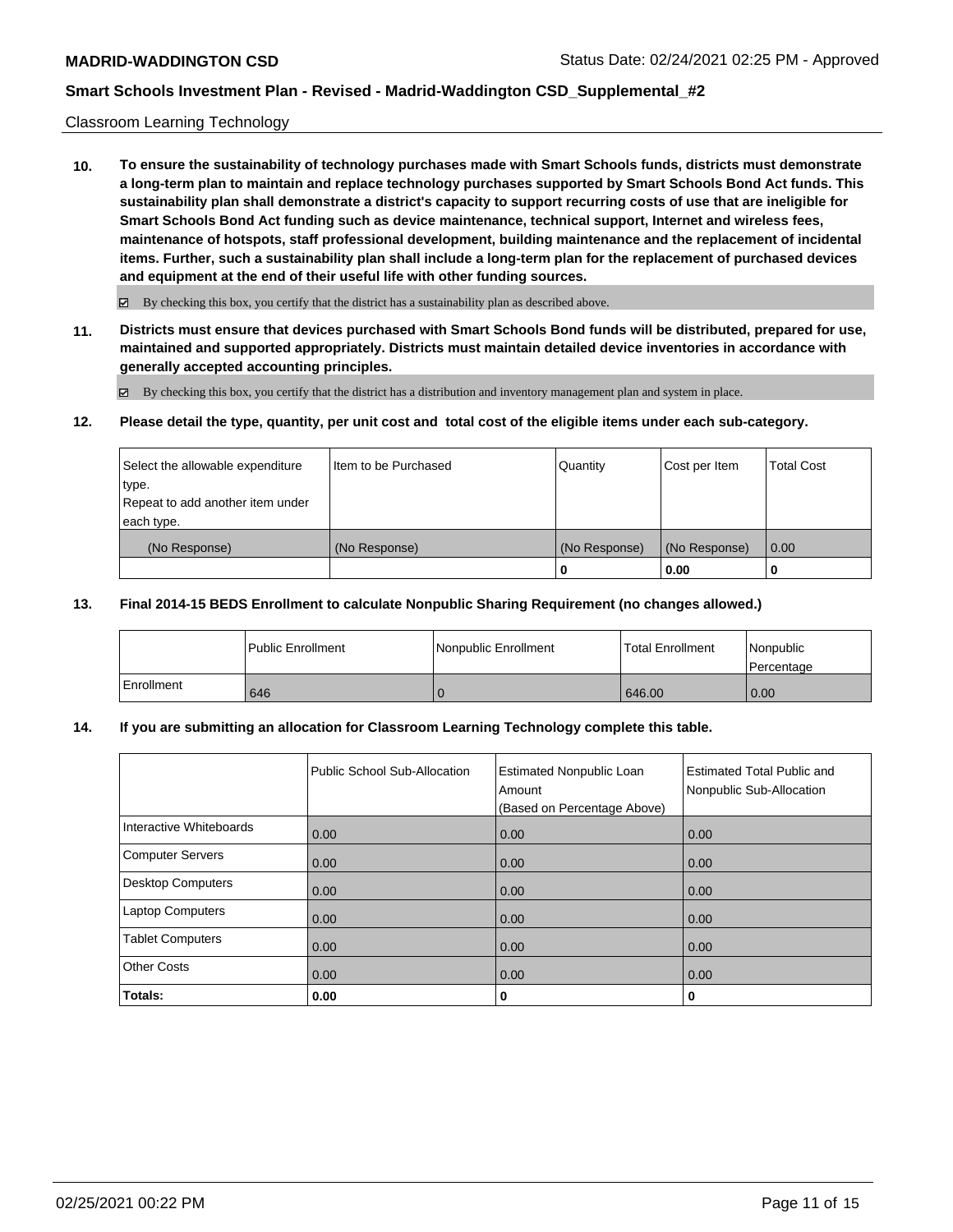Classroom Learning Technology

**10. To ensure the sustainability of technology purchases made with Smart Schools funds, districts must demonstrate a long-term plan to maintain and replace technology purchases supported by Smart Schools Bond Act funds. This sustainability plan shall demonstrate a district's capacity to support recurring costs of use that are ineligible for Smart Schools Bond Act funding such as device maintenance, technical support, Internet and wireless fees, maintenance of hotspots, staff professional development, building maintenance and the replacement of incidental items. Further, such a sustainability plan shall include a long-term plan for the replacement of purchased devices and equipment at the end of their useful life with other funding sources.**

☑ By checking this box, you certify that the district has a sustainability plan as described above.

**11. Districts must ensure that devices purchased with Smart Schools Bond funds will be distributed, prepared for use, maintained and supported appropriately. Districts must maintain detailed device inventories in accordance with generally accepted accounting principles.**

☑ By checking this box, you certify that the district has a distribution and inventory management plan and system in place.

**12. Please detail the type, quantity, per unit cost and total cost of the eligible items under each sub-category.**

| Select the allowable expenditure type. Repeat to add another item under each type. | Item to be Purchased | Quantity | Cost per Item | Total Cost |
|---|---|---|---|---|
| (No Response) | (No Response) | (No Response) | (No Response) | 0.00 |
| | | **0** | **0.00** | **0** |

**13. Final 2014-15 BEDS Enrollment to calculate Nonpublic Sharing Requirement (no changes allowed.)**

| | Public Enrollment | Nonpublic Enrollment | Total Enrollment | Nonpublic Percentage |
|---|---|---|---|---|
| Enrollment | 646 | 0 | 646.00 | 0.00 |

**14. If you are submitting an allocation for Classroom Learning Technology complete this table.**

| | Public School Sub-Allocation | Estimated Nonpublic Loan Amount (Based on Percentage Above) | Estimated Total Public and Nonpublic Sub-Allocation |
|---|---|---|---|
| Interactive Whiteboards | 0.00 | 0.00 | 0.00 |
| Computer Servers | 0.00 | 0.00 | 0.00 |
| Desktop Computers | 0.00 | 0.00 | 0.00 |
| Laptop Computers | 0.00 | 0.00 | 0.00 |
| Tablet Computers | 0.00 | 0.00 | 0.00 |
| Other Costs | 0.00 | 0.00 | 0.00 |
| **Totals:** | **0.00** | **0** | **0** |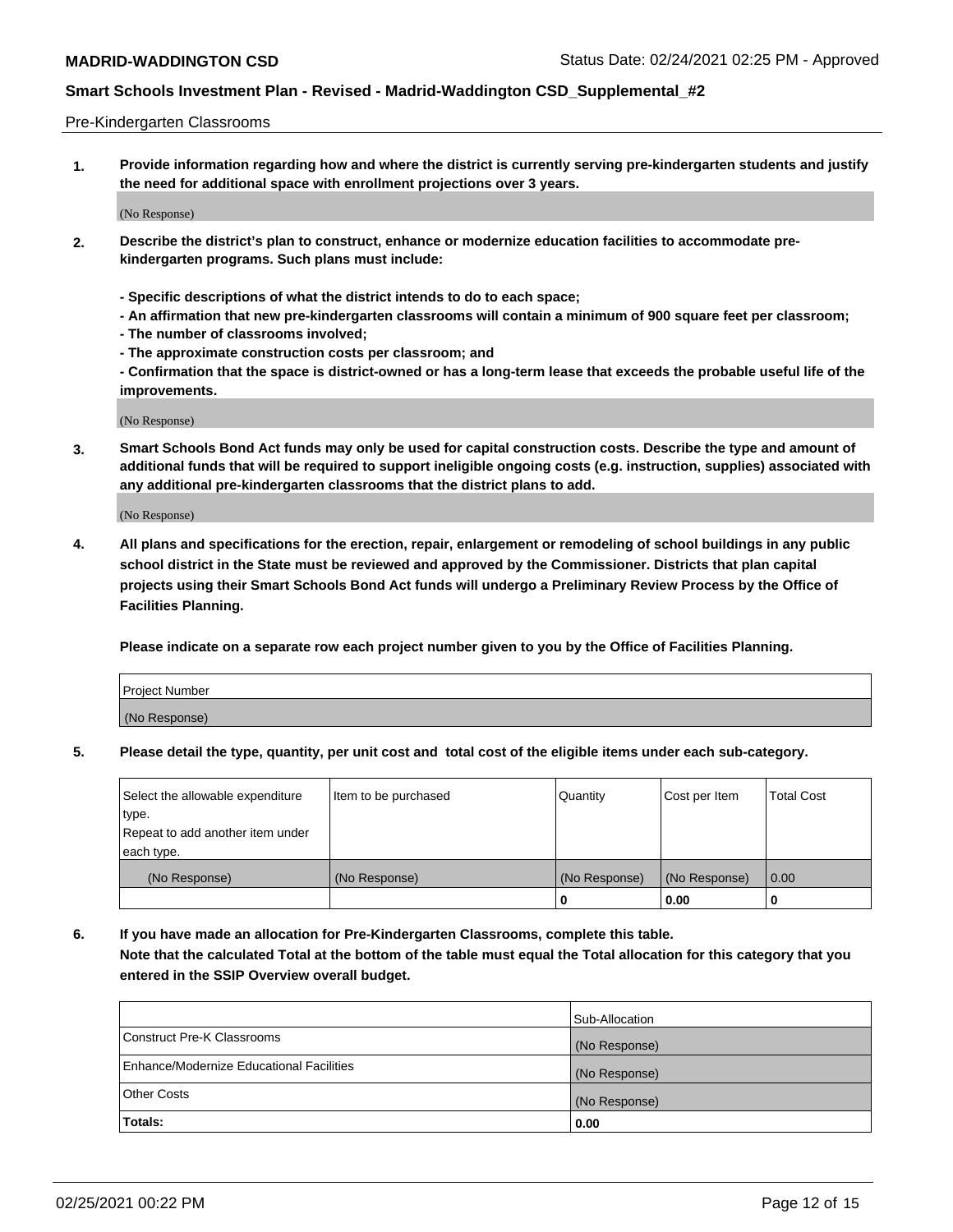Pre-Kindergarten Classrooms

**1. Provide information regarding how and where the district is currently serving pre-kindergarten students and justify the need for additional space with enrollment projections over 3 years.**

(No Response)

**2. Describe the district's plan to construct, enhance or modernize education facilities to accommodate pre-kindergarten programs. Such plans must include:**

**- Specific descriptions of what the district intends to do to each space;**
**- An affirmation that new pre-kindergarten classrooms will contain a minimum of 900 square feet per classroom;**
**- The number of classrooms involved;**
**- The approximate construction costs per classroom; and**
**- Confirmation that the space is district-owned or has a long-term lease that exceeds the probable useful life of the improvements.**

(No Response)

**3. Smart Schools Bond Act funds may only be used for capital construction costs. Describe the type and amount of additional funds that will be required to support ineligible ongoing costs (e.g. instruction, supplies) associated with any additional pre-kindergarten classrooms that the district plans to add.**

(No Response)

**4. All plans and specifications for the erection, repair, enlargement or remodeling of school buildings in any public school district in the State must be reviewed and approved by the Commissioner. Districts that plan capital projects using their Smart Schools Bond Act funds will undergo a Preliminary Review Process by the Office of Facilities Planning.**

**Please indicate on a separate row each project number given to you by the Office of Facilities Planning.**

| Project Number |
|---|
| (No Response) |

**5. Please detail the type, quantity, per unit cost and total cost of the eligible items under each sub-category.**

| Select the allowable expenditure type. Repeat to add another item under each type. | Item to be purchased | Quantity | Cost per Item | Total Cost |
|---|---|---|---|---|
| (No Response) | (No Response) | (No Response) | (No Response) | 0.00 |
| | | 0 | 0.00 | 0 |

**6. If you have made an allocation for Pre-Kindergarten Classrooms, complete this table. Note that the calculated Total at the bottom of the table must equal the Total allocation for this category that you entered in the SSIP Overview overall budget.**

| | Sub-Allocation |
|---|---|
| Construct Pre-K Classrooms | (No Response) |
| Enhance/Modernize Educational Facilities | (No Response) |
| Other Costs | (No Response) |
| **Totals:** | 0.00 |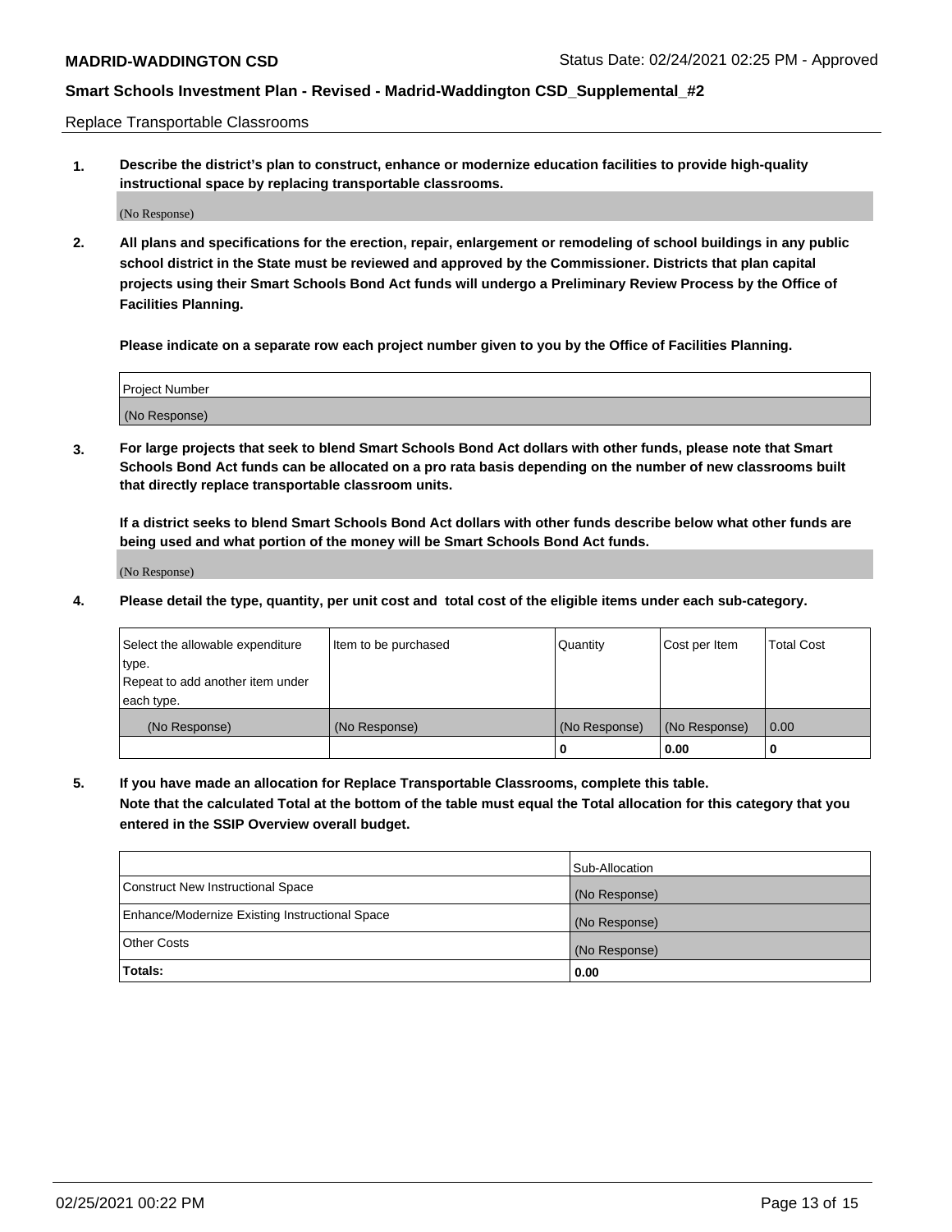Replace Transportable Classrooms

**1. Describe the district's plan to construct, enhance or modernize education facilities to provide high-quality instructional space by replacing transportable classrooms.**

(No Response)

**2. All plans and specifications for the erection, repair, enlargement or remodeling of school buildings in any public school district in the State must be reviewed and approved by the Commissioner. Districts that plan capital projects using their Smart Schools Bond Act funds will undergo a Preliminary Review Process by the Office of Facilities Planning.**

**Please indicate on a separate row each project number given to you by the Office of Facilities Planning.**

| Project Number |
|---|
| (No Response) |

**3. For large projects that seek to blend Smart Schools Bond Act dollars with other funds, please note that Smart Schools Bond Act funds can be allocated on a pro rata basis depending on the number of new classrooms built that directly replace transportable classroom units.**

**If a district seeks to blend Smart Schools Bond Act dollars with other funds describe below what other funds are being used and what portion of the money will be Smart Schools Bond Act funds.**

(No Response)

**4. Please detail the type, quantity, per unit cost and total cost of the eligible items under each sub-category.**

| Select the allowable expenditure type. Repeat to add another item under each type. | Item to be purchased | Quantity | Cost per Item | Total Cost |
|---|---|---|---|---|
| (No Response) | (No Response) | (No Response) | (No Response) | 0.00 |
| | | 0 | 0.00 | 0 |

**5. If you have made an allocation for Replace Transportable Classrooms, complete this table. Note that the calculated Total at the bottom of the table must equal the Total allocation for this category that you entered in the SSIP Overview overall budget.**

| | Sub-Allocation |
|---|---|
| Construct New Instructional Space | (No Response) |
| Enhance/Modernize Existing Instructional Space | (No Response) |
| Other Costs | (No Response) |
| **Totals:** | **0.00** |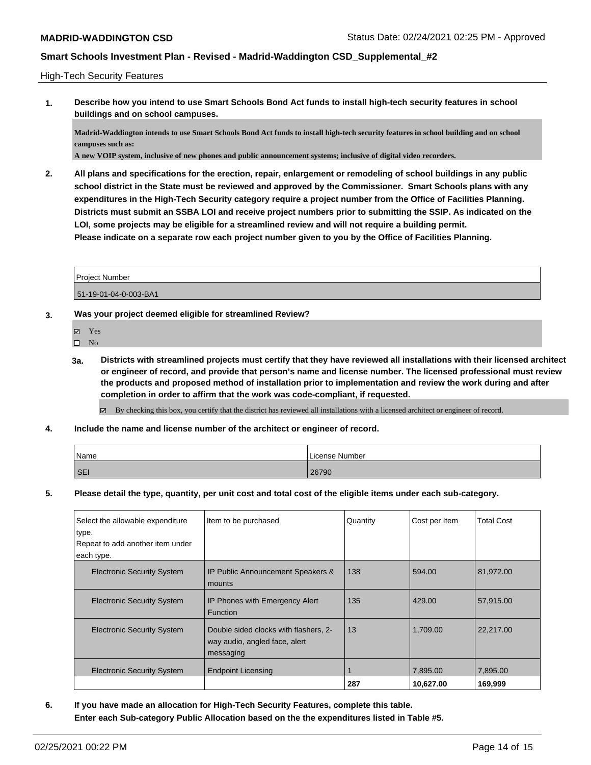High-Tech Security Features

**1. Describe how you intend to use Smart Schools Bond Act funds to install high-tech security features in school buildings and on school campuses.**

**Madrid-Waddington intends to use Smart Schools Bond Act funds to install high-tech security features in school building and on school campuses such as:**
**A new VOIP system, inclusive of new phones and public announcement systems; inclusive of digital video recorders.**

**2. All plans and specifications for the erection, repair, enlargement or remodeling of school buildings in any public school district in the State must be reviewed and approved by the Commissioner. Smart Schools plans with any expenditures in the High-Tech Security category require a project number from the Office of Facilities Planning. Districts must submit an SSBA LOI and receive project numbers prior to submitting the SSIP. As indicated on the LOI, some projects may be eligible for a streamlined review and will not require a building permit.**
**Please indicate on a separate row each project number given to you by the Office of Facilities Planning.**

| Project Number |
|---|
| 51-19-01-04-0-003-BA1 |

**3. Was your project deemed eligible for streamlined Review?**

- ☑ Yes
- ☐ No

**3a. Districts with streamlined projects must certify that they have reviewed all installations with their licensed architect or engineer of record, and provide that person's name and license number. The licensed professional must review the products and proposed method of installation prior to implementation and review the work during and after completion in order to affirm that the work was code-compliant, if requested.**

☑ By checking this box, you certify that the district has reviewed all installations with a licensed architect or engineer of record.

**4. Include the name and license number of the architect or engineer of record.**

| Name | License Number |
|---|---|
| SEI | 26790 |

**5. Please detail the type, quantity, per unit cost and total cost of the eligible items under each sub-category.**

| Select the allowable expenditure type. Repeat to add another item under each type. | Item to be purchased | Quantity | Cost per Item | Total Cost |
|---|---|---|---|---|
| Electronic Security System | IP Public Announcement Speakers & mounts | 138 | 594.00 | 81,972.00 |
| Electronic Security System | IP Phones with Emergency Alert Function | 135 | 429.00 | 57,915.00 |
| Electronic Security System | Double sided clocks with flashers, 2-way audio, angled face, alert messaging | 13 | 1,709.00 | 22,217.00 |
| Electronic Security System | Endpoint Licensing | 1 | 7,895.00 | 7,895.00 |
| | | **287** | **10,627.00** | **169,999** |

**6. If you have made an allocation for High-Tech Security Features, complete this table.**
**Enter each Sub-category Public Allocation based on the the expenditures listed in Table #5.**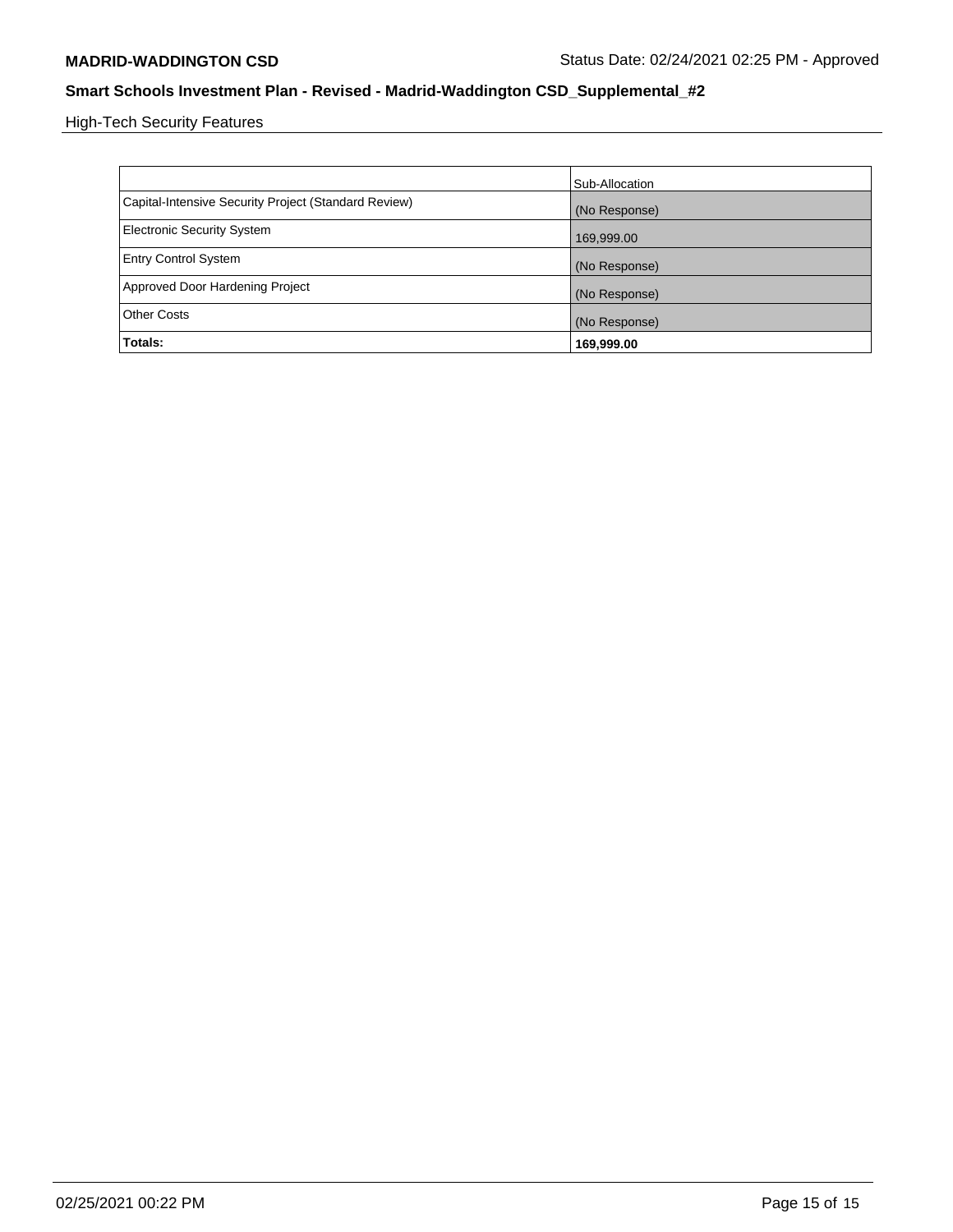High-Tech Security Features

| | Sub-Allocation |
|---|---|
| Capital-Intensive Security Project (Standard Review) | (No Response) |
| Electronic Security System | 169,999.00 |
| Entry Control System | (No Response) |
| Approved Door Hardening Project | (No Response) |
| Other Costs | (No Response) |
| **Totals:** | **169,999.00** |